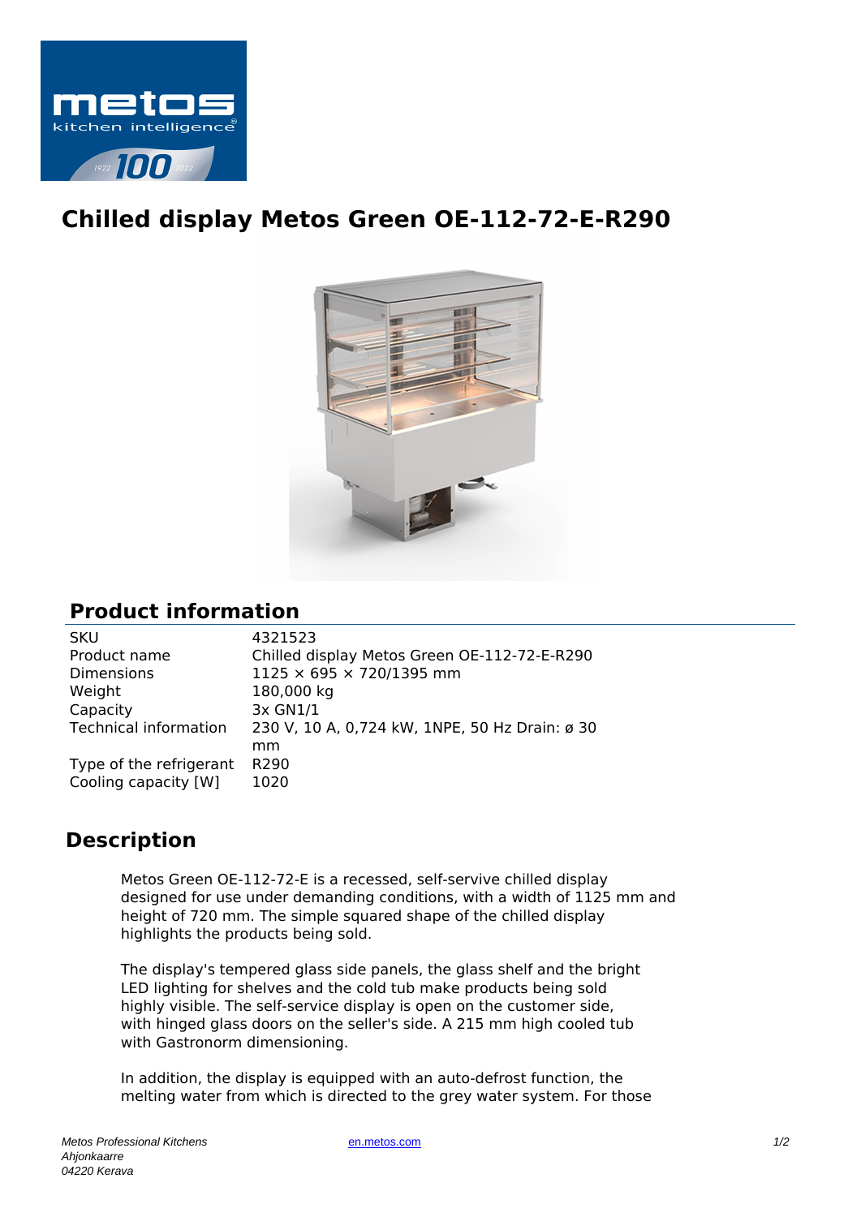# Chilled display Metos Green OE-112-72-E-R290

## Product information

| | |
|---|---|
| SKU | 4321523 |
| Product name | Chilled display Metos Green OE-112-72-E-R290 |
| Dimensions | 1125 × 695 × 720/1395 mm |
| Weight | 180,000 kg |
| Capacity | 3x GN1/1 |
| Technical information | 230 V, 10 A, 0,724 kW, 1NPE, 50 Hz Drain: ø 30 mm |
| Type of the refrigerant | R290 |
| Cooling capacity [W] | 1020 |

## Description

Metos Green OE-112-72-E is a recessed, self-servive chilled display designed for use under demanding conditions, with a width of 1125 mm and height of 720 mm. The simple squared shape of the chilled display highlights the products being sold.

The display's tempered glass side panels, the glass shelf and the bright LED lighting for shelves and the cold tub make products being sold highly visible. The self-service display is open on the customer side, with hinged glass doors on the seller's side. A 215 mm high cooled tub with Gastronorm dimensioning.

In addition, the display is equipped with an auto-defrost function, the melting water from which is directed to the grey water system. For those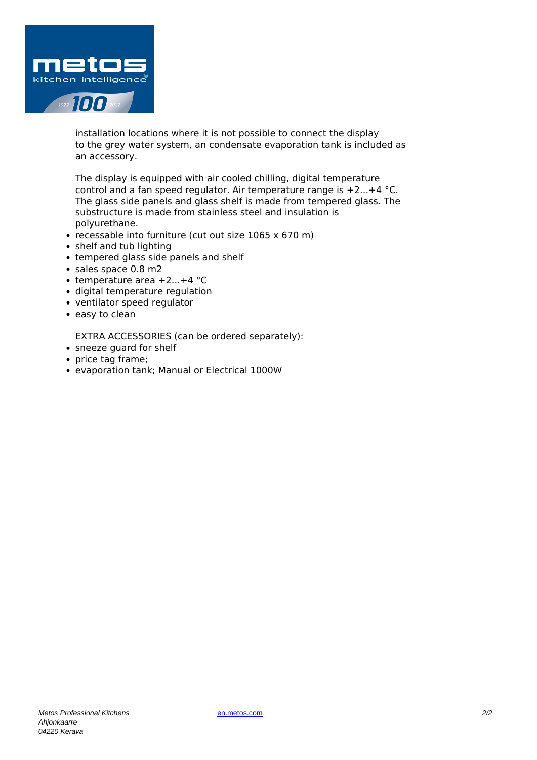installation locations where it is not possible to connect the display to the grey water system, an condensate evaporation tank is included as an accessory.

The display is equipped with air cooled chilling, digital temperature control and a fan speed regulator. Air temperature range is +2...+4 °C. The glass side panels and glass shelf is made from tempered glass. The substructure is made from stainless steel and insulation is polyurethane.

- recessable into furniture (cut out size 1065 x 670 m)
- shelf and tub lighting
- tempered glass side panels and shelf
- sales space 0.8 m2
- temperature area +2...+4 °C
- digital temperature regulation
- ventilator speed regulator
- easy to clean

EXTRA ACCESSORIES (can be ordered separately):

- sneeze guard for shelf
- price tag frame;
- evaporation tank; Manual or Electrical 1000W